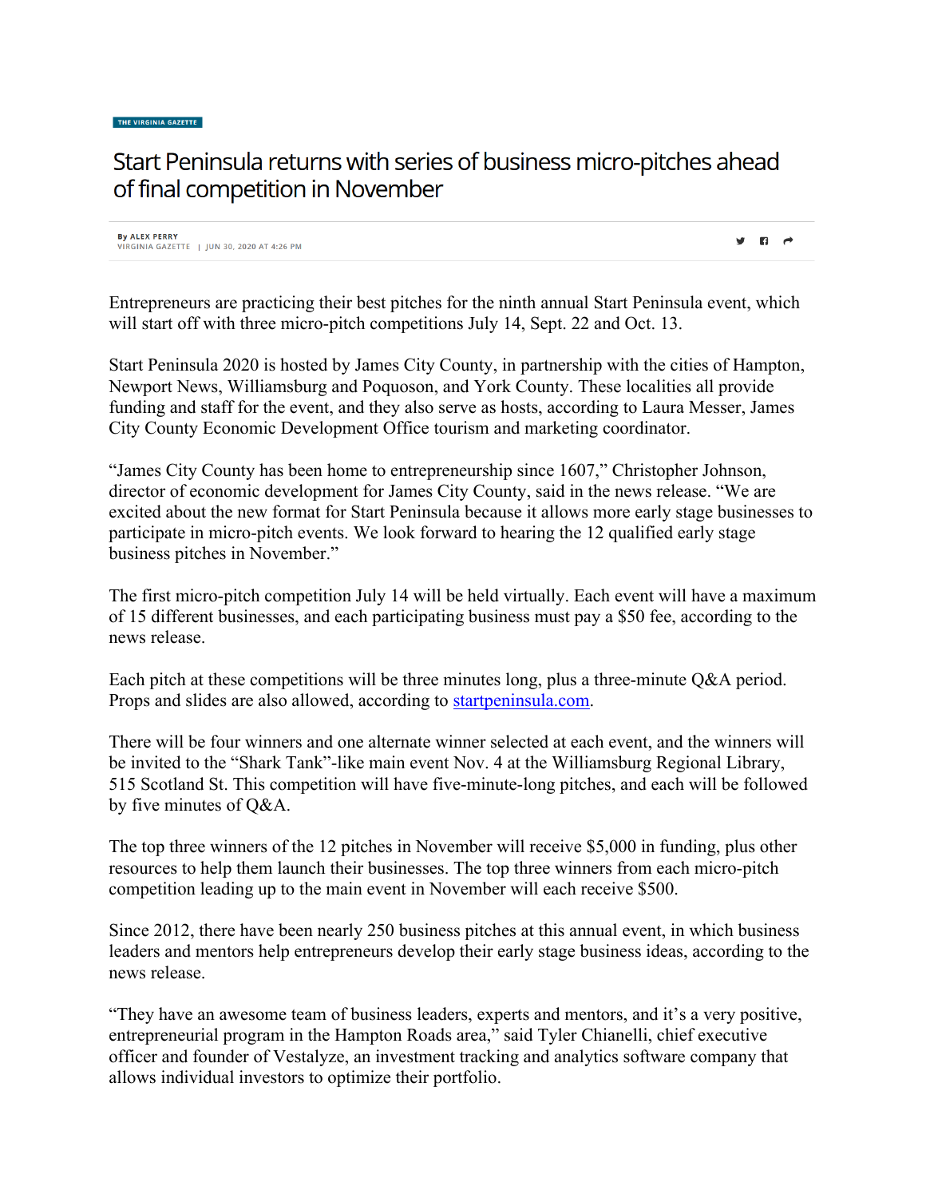THE VIRGINIA GAZETTE

# Start Peninsula returns with series of business micro-pitches ahead of final competition in November

By ALEX PERRY
VIRGINIA GAZETTE | JUN 30, 2020 AT 4:26 PM

Entrepreneurs are practicing their best pitches for the ninth annual Start Peninsula event, which will start off with three micro-pitch competitions July 14, Sept. 22 and Oct. 13.

Start Peninsula 2020 is hosted by James City County, in partnership with the cities of Hampton, Newport News, Williamsburg and Poquoson, and York County. These localities all provide funding and staff for the event, and they also serve as hosts, according to Laura Messer, James City County Economic Development Office tourism and marketing coordinator.

"James City County has been home to entrepreneurship since 1607," Christopher Johnson, director of economic development for James City County, said in the news release. "We are excited about the new format for Start Peninsula because it allows more early stage businesses to participate in micro-pitch events. We look forward to hearing the 12 qualified early stage business pitches in November."

The first micro-pitch competition July 14 will be held virtually. Each event will have a maximum of 15 different businesses, and each participating business must pay a $50 fee, according to the news release.

Each pitch at these competitions will be three minutes long, plus a three-minute Q&A period. Props and slides are also allowed, according to [startpeninsula.com](startpeninsula.com).

There will be four winners and one alternate winner selected at each event, and the winners will be invited to the "Shark Tank"-like main event Nov. 4 at the Williamsburg Regional Library, 515 Scotland St. This competition will have five-minute-long pitches, and each will be followed by five minutes of Q&A.

The top three winners of the 12 pitches in November will receive $5,000 in funding, plus other resources to help them launch their businesses. The top three winners from each micro-pitch competition leading up to the main event in November will each receive $500.

Since 2012, there have been nearly 250 business pitches at this annual event, in which business leaders and mentors help entrepreneurs develop their early stage business ideas, according to the news release.

"They have an awesome team of business leaders, experts and mentors, and it's a very positive, entrepreneurial program in the Hampton Roads area," said Tyler Chianelli, chief executive officer and founder of Vestalyze, an investment tracking and analytics software company that allows individual investors to optimize their portfolio.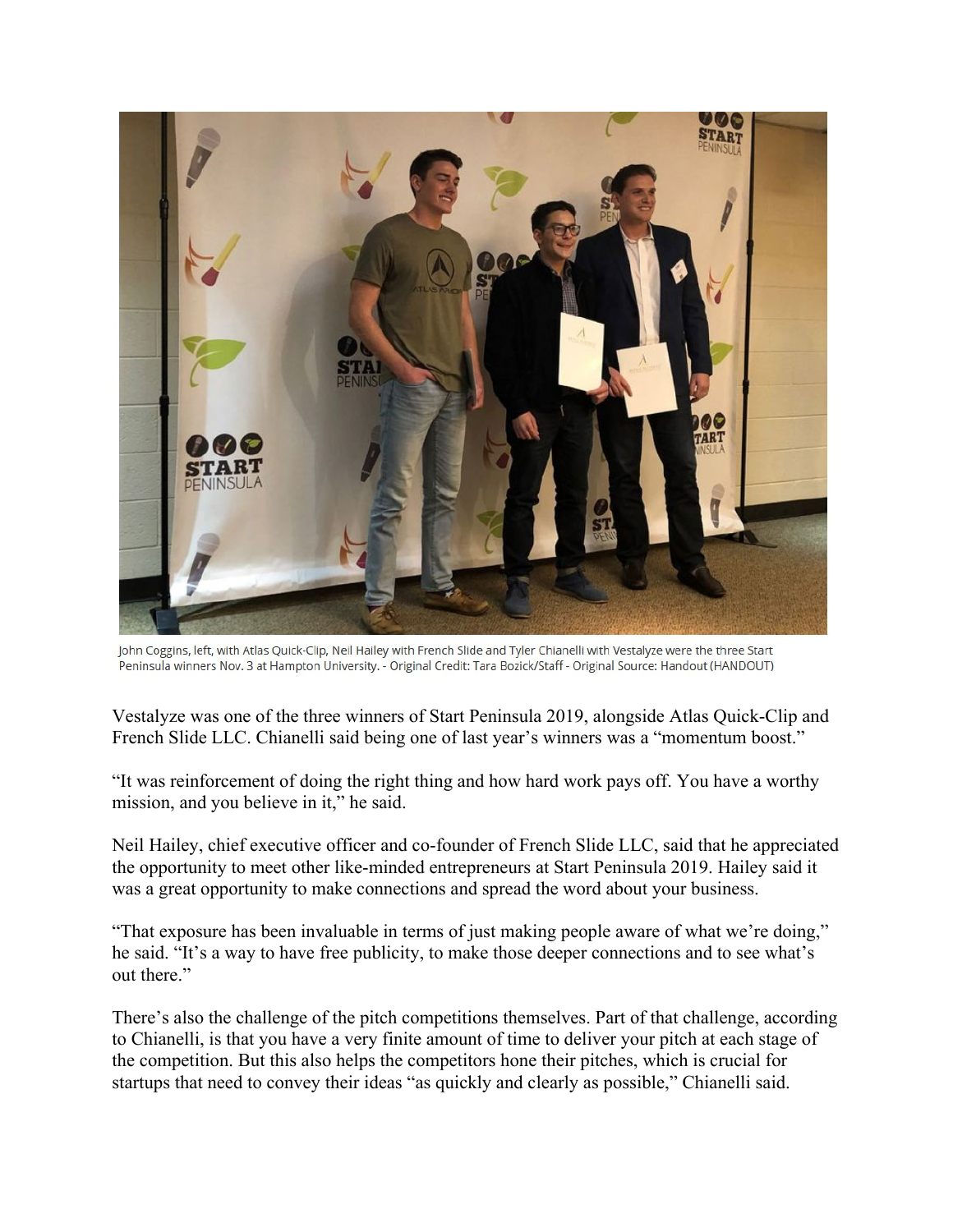John Coggins, left, with Atlas Quick-Clip, Neil Hailey with French Slide and Tyler Chianelli with Vestalyze were the three Start Peninsula winners Nov. 3 at Hampton University. - Original Credit: Tara Bozick/Staff - Original Source: Handout (HANDOUT)

Vestalyze was one of the three winners of Start Peninsula 2019, alongside Atlas Quick-Clip and French Slide LLC. Chianelli said being one of last year's winners was a "momentum boost."

"It was reinforcement of doing the right thing and how hard work pays off. You have a worthy mission, and you believe in it," he said.

Neil Hailey, chief executive officer and co-founder of French Slide LLC, said that he appreciated the opportunity to meet other like-minded entrepreneurs at Start Peninsula 2019. Hailey said it was a great opportunity to make connections and spread the word about your business.

"That exposure has been invaluable in terms of just making people aware of what we're doing," he said. "It's a way to have free publicity, to make those deeper connections and to see what's out there."

There's also the challenge of the pitch competitions themselves. Part of that challenge, according to Chianelli, is that you have a very finite amount of time to deliver your pitch at each stage of the competition. But this also helps the competitors hone their pitches, which is crucial for startups that need to convey their ideas "as quickly and clearly as possible," Chianelli said.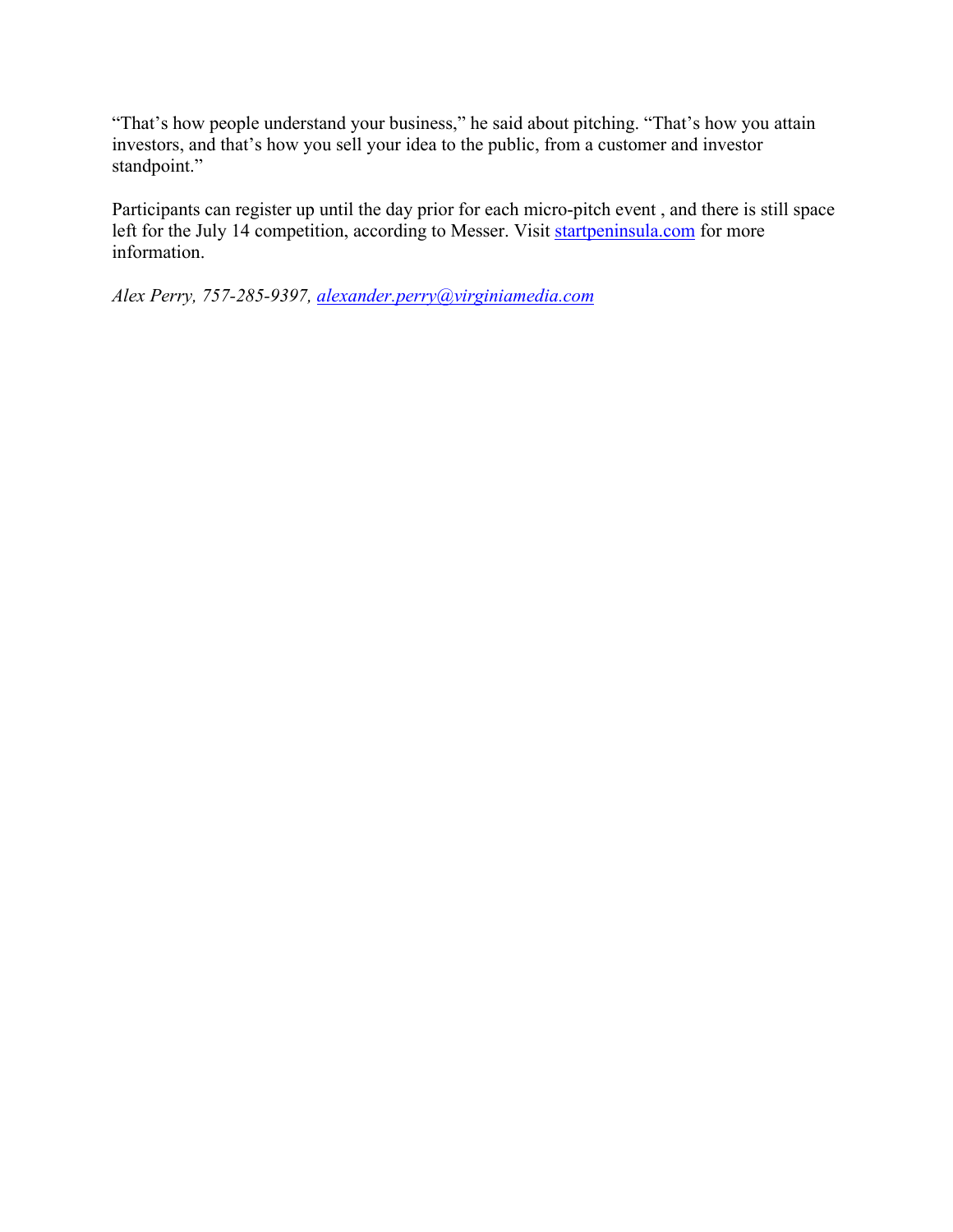"That's how people understand your business," he said about pitching. "That's how you attain investors, and that's how you sell your idea to the public, from a customer and investor standpoint."

Participants can register up until the day prior for each micro-pitch event , and there is still space left for the July 14 competition, according to Messer. Visit [startpeninsula.com](http://startpeninsula.com) for more information.

*Alex Perry, 757-285-9397, [alexander.perry@virginiamedia.com](mailto:alexander.perry@virginiamedia.com)*